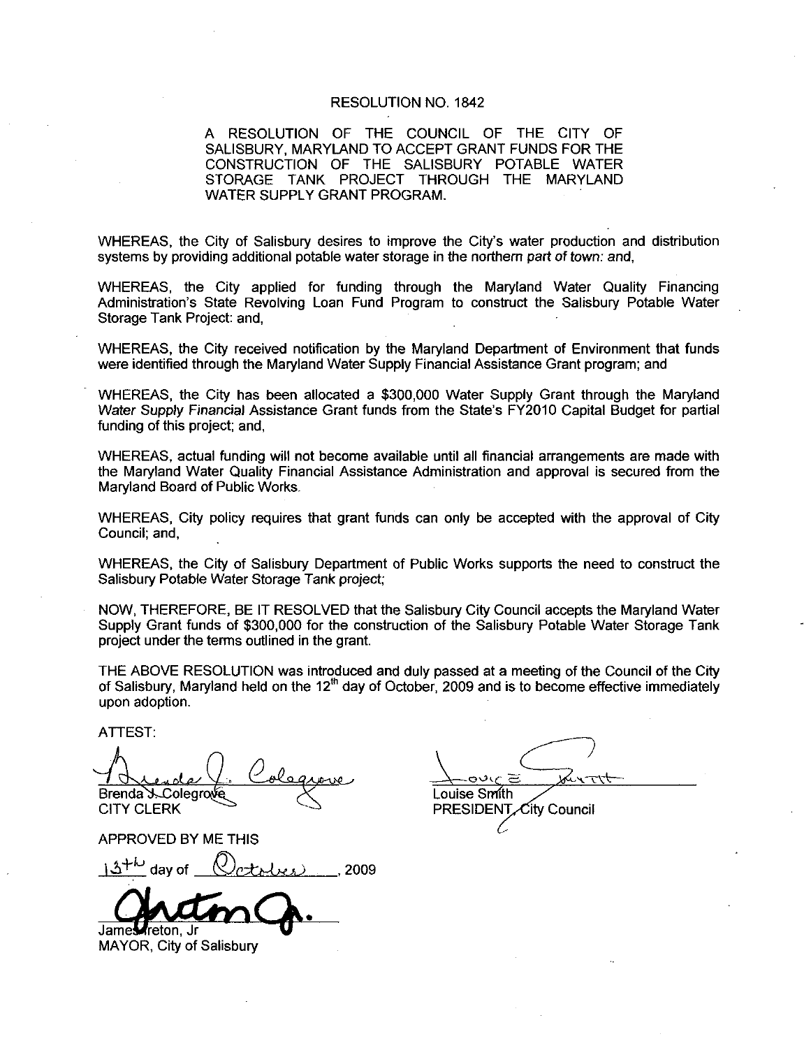# RESOLUTION NO. 1842

A RESOLUTION OF THE COUNCIL OF THE CITY OF SALISBURY, MARYLAND TO ACCEPT GRANT FUNDS FOR THE CONSTRUCTION OF THE SALISBURY POTABLE WATER STORAGE TANK PROJECT THROUGH THE MARYLAND WATER SUPPLY GRANT PROGRAM.

WHEREAS, the City of Salisbury desires to improve the City's water production and distribution systems by providing additional potable water storage in the northern part of town: and,

WHEREAS, the City applied for funding through the Maryland Water Quality Financing Administration's State Revolving Loan Fund Program to construct the Salisbury Potable Water Storage Tank Project: and,

WHEREAS, the City received notification by the Maryland Department of Environment that funds were identified through the Maryland Water Supply Financial Assistance Grant program; and

WHEREAS, the City has been allocated a $300,000 Water Supply Grant through the Maryland Water Supply Financial Assistance Grant funds from the State's FY2010 Capital Budget for partial funding of this project; and,

WHEREAS, actual funding will not become available until all financial arrangements are made with the Maryland Water Quality Financial Assistance Administration and approval is secured from the Maryland Board of Public Works.

WHEREAS, City policy requires that grant funds can only be accepted with the approval of City Council; and,

WHEREAS, the City of Salisbury Department of Public Works supports the need to construct the Salisbury Potable Water Storage Tank project;

NOW, THEREFORE, BE IT RESOLVED that the Salisbury City Council accepts the Maryland Water Supply Grant funds of $300,000 for the construction of the Salisbury Potable Water Storage Tank project under the terms outlined in the grant.

THE ABOVE RESOLUTION was introduced and duly passed at a meeting of the Council of the City of Salisbury, Maryland held on the 12th day of October, 2009 and is to become effective immediately upon adoption.

ATTEST:

Brenda J. Colegrove
CITY CLERK

Louise Smith
PRESIDENT, City Council

APPROVED BY ME THIS

13th day of October, 2009

James Ireton, Jr
MAYOR, City of Salisbury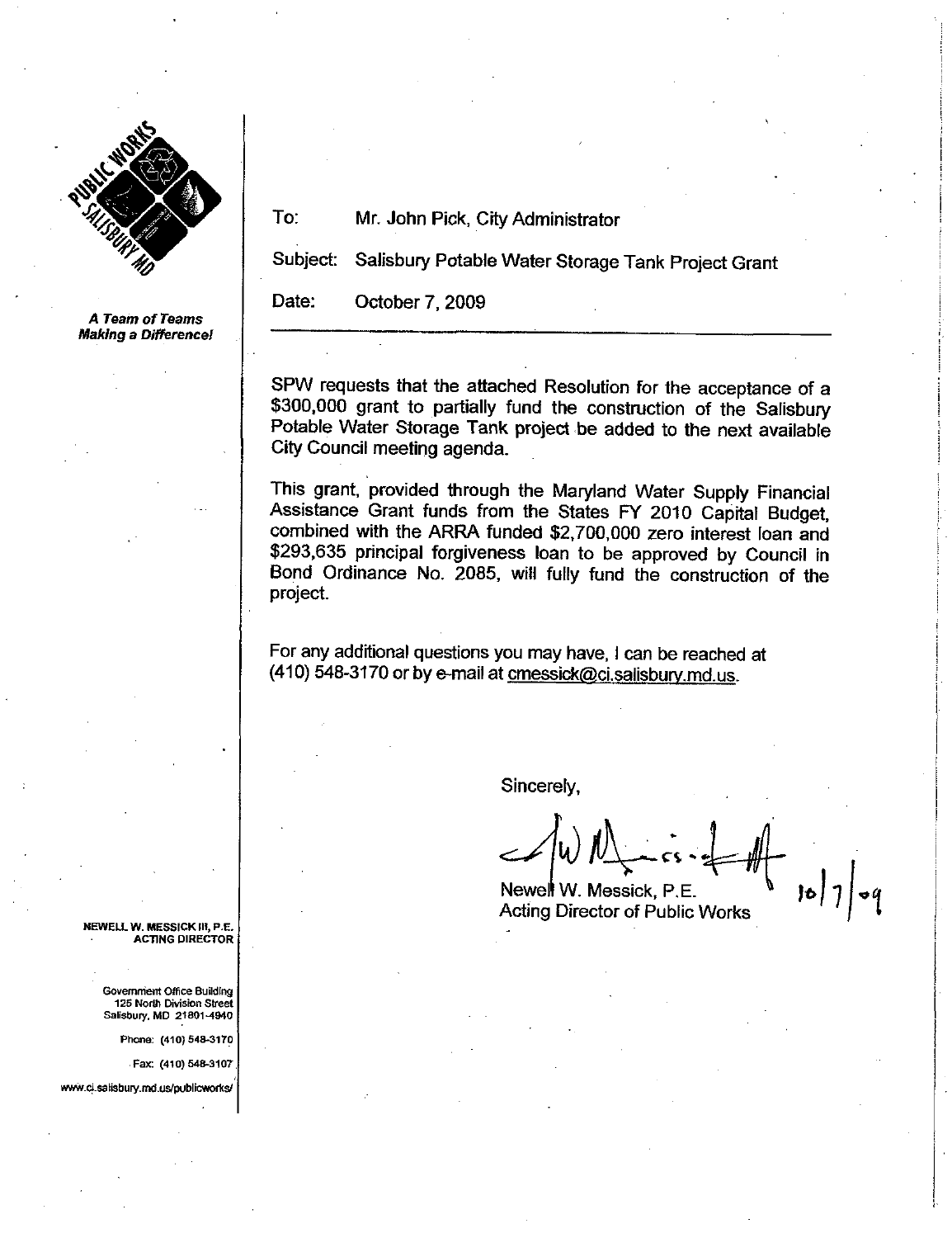PUBLIC WORKS SALISBURY MD

***A Team of Teams Making a Difference!***

To: Mr. John Pick, City Administrator

Subject: Salisbury Potable Water Storage Tank Project Grant

Date: October 7, 2009

---

SPW requests that the attached Resolution for the acceptance of a $300,000 grant to partially fund the construction of the Salisbury Potable Water Storage Tank project be added to the next available City Council meeting agenda.

This grant, provided through the Maryland Water Supply Financial Assistance Grant funds from the States FY 2010 Capital Budget, combined with the ARRA funded $2,700,000 zero interest loan and $293,635 principal forgiveness loan to be approved by Council in Bond Ordinance No. 2085, will fully fund the construction of the project.

For any additional questions you may have, I can be reached at (410) 548-3170 or by e-mail at cmessick@ci.salisbury.md.us.

Sincerely,

Newell W. Messick, P.E.
Acting Director of Public Works

10/7/09

NEWELL W. MESSICK III, P.E.
ACTING DIRECTOR

Government Office Building
125 North Division Street
Salisbury, MD 21801-4940

Phone: (410) 548-3170

Fax: (410) 548-3107

www.ci.salisbury.md.us/publicworks/